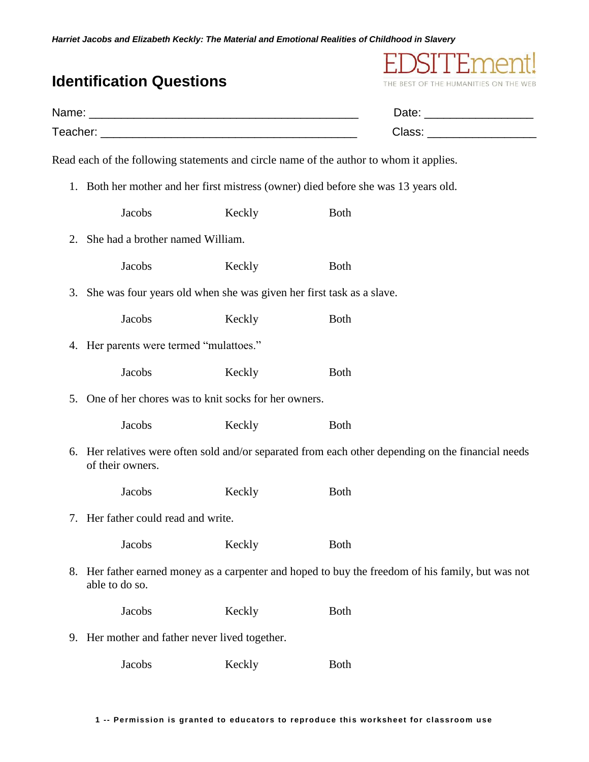*Harriet Jacobs and Elizabeth Keckly: The Material and Emotional Realities of Childhood in Slavery*

EDSITEment!
THE BEST OF THE HUMANITIES ON THE WEB

## Identification Questions

Name: ________________________________________ Date: ________________

Teacher: ______________________________________ Class: ________________

Read each of the following statements and circle name of the author to whom it applies.

1. Both her mother and her first mistress (owner) died before she was 13 years old.

   Jacobs Keckly Both

2. She had a brother named William.

   Jacobs Keckly Both

3. She was four years old when she was given her first task as a slave.

   Jacobs Keckly Both

4. Her parents were termed "mulattoes."

   Jacobs Keckly Both

5. One of her chores was to knit socks for her owners.

   Jacobs Keckly Both

6. Her relatives were often sold and/or separated from each other depending on the financial needs of their owners.

   Jacobs Keckly Both

7. Her father could read and write.

   Jacobs Keckly Both

8. Her father earned money as a carpenter and hoped to buy the freedom of his family, but was not able to do so.

   Jacobs Keckly Both

9. Her mother and father never lived together.

   Jacobs Keckly Both

Permission is granted to educators to reproduce this worksheet for classroom use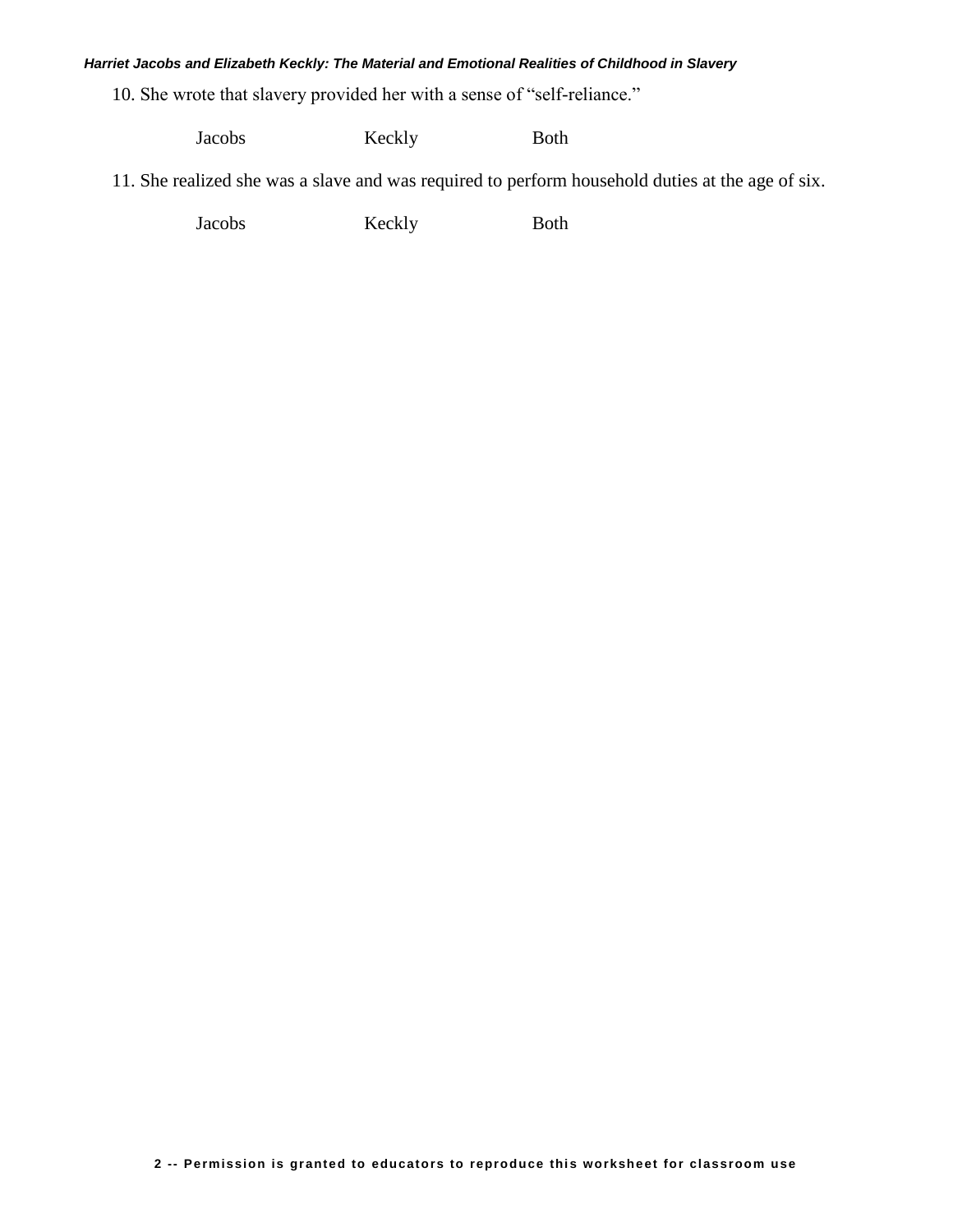10. She wrote that slavery provided her with a sense of “self-reliance.”

Jacobs Keckly Both

11. She realized she was a slave and was required to perform household duties at the age of six.

Jacobs Keckly Both